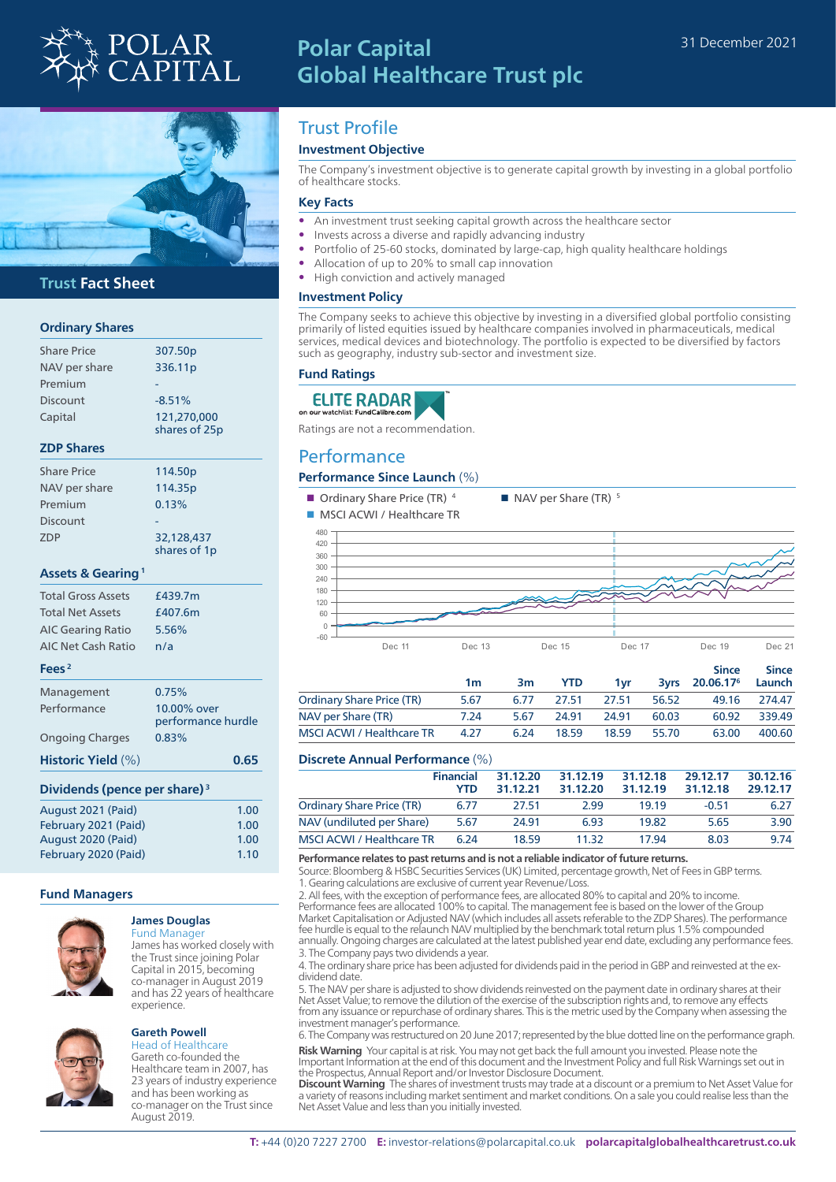# Polar Capital Global Healthcare Trust plc

31 December 2021

## Trust Fact Sheet

### Ordinary Shares

| | |
|---|---|
| Share Price | 307.50p |
| NAV per share | 336.11p |
| Premium | - |
| Discount | -8.51% |
| Capital | 121,270,000 shares of 25p |

### ZDP Shares

| | |
|---|---|
| Share Price | 114.50p |
| NAV per share | 114.35p |
| Premium | 0.13% |
| Discount | - |
| ZDP | 32,128,437 shares of 1p |

### Assets & Gearing [1]

| | |
|---|---|
| Total Gross Assets | £439.7m |
| Total Net Assets | £407.6m |
| AIC Gearing Ratio | 5.56% |
| AIC Net Cash Ratio | n/a |

### Fees [2]

| | |
|---|---|
| Management | 0.75% |
| Performance | 10.00% over performance hurdle |
| Ongoing Charges | 0.83% |

**Historic Yield** (%) **0.65**

### Dividends (pence per share) [3]

| | |
|---|---|
| August 2021 (Paid) | 1.00 |
| February 2021 (Paid) | 1.00 |
| August 2020 (Paid) | 1.00 |
| February 2020 (Paid) | 1.10 |

### Fund Managers

**James Douglas**
Fund Manager
James has worked closely with the Trust since joining Polar Capital in 2015, becoming co-manager in August 2019 and has 22 years of healthcare experience.

**Gareth Powell**
Head of Healthcare
Gareth co-founded the Healthcare team in 2007, has 23 years of industry experience and has been working as co-manager on the Trust since August 2019.

## Trust Profile

### Investment Objective

The Company's investment objective is to generate capital growth by investing in a global portfolio of healthcare stocks.

### Key Facts

- An investment trust seeking capital growth across the healthcare sector
- Invests across a diverse and rapidly advancing industry
- Portfolio of 25-60 stocks, dominated by large-cap, high quality healthcare holdings
- Allocation of up to 20% to small cap innovation
- High conviction and actively managed

### Investment Policy

The Company seeks to achieve this objective by investing in a diversified global portfolio consisting primarily of listed equities issued by healthcare companies involved in pharmaceuticals, medical services, medical devices and biotechnology. The portfolio is expected to be diversified by factors such as geography, industry sub-sector and investment size.

### Fund Ratings

ELITE RADAR – on our watchlist: FundCalibre.com

Ratings are not a recommendation.

## Performance

### Performance Since Launch (%)

Ordinary Share Price (TR) [4] · NAV per Share (TR) [5] · MSCI ACWI / Healthcare TR

| | 1m | 3m | YTD | 1yr | 3yrs | Since 20.06.17[6] | Since Launch |
|---|---|---|---|---|---|---|---|
| Ordinary Share Price (TR) | 5.67 | 6.77 | 27.51 | 27.51 | 56.52 | 49.16 | 274.47 |
| NAV per Share (TR) | 7.24 | 5.67 | 24.91 | 24.91 | 60.03 | 60.92 | 339.49 |
| MSCI ACWI / Healthcare TR | 4.27 | 6.24 | 18.59 | 18.59 | 55.70 | 63.00 | 400.60 |

### Discrete Annual Performance (%)

| | Financial YTD | 31.12.20 31.12.21 | 31.12.19 31.12.20 | 31.12.18 31.12.19 | 29.12.17 31.12.18 | 30.12.16 29.12.17 |
|---|---|---|---|---|---|---|
| Ordinary Share Price (TR) | 6.77 | 27.51 | 2.99 | 19.19 | -0.51 | 6.27 |
| NAV (undiluted per Share) | 5.67 | 24.91 | 6.93 | 19.82 | 5.65 | 3.90 |
| MSCI ACWI / Healthcare TR | 6.24 | 18.59 | 11.32 | 17.94 | 8.03 | 9.74 |

**Performance relates to past returns and is not a reliable indicator of future returns.**

Source: Bloomberg & HSBC Securities Services (UK) Limited, percentage growth, Net of Fees in GBP terms.

1. Gearing calculations are exclusive of current year Revenue/Loss.
2. All fees, with the exception of performance fees, are allocated 80% to capital and 20% to income. Performance fees are allocated 100% to capital. The management fee is based on the lower of the Group Market Capitalisation or Adjusted NAV (which includes all assets referable to the ZDP Shares). The performance fee hurdle is equal to the relaunch NAV multiplied by the benchmark total return plus 1.5% compounded annually. Ongoing charges are calculated at the latest published year end date, excluding any performance fees.
3. The Company pays two dividends a year.
4. The ordinary share price has been adjusted for dividends paid in the period in GBP and reinvested at the ex-dividend date.
5. The NAV per share is adjusted to show dividends reinvested on the payment date in ordinary shares at their Net Asset Value; to remove the dilution of the exercise of the subscription rights, and to remove any effects from any issuance or repurchase of ordinary shares. This is the metric used by the Company when assessing the investment manager's performance.
6. The Company was restructured on 20 June 2017; represented by the blue dotted line on the performance graph.

**Risk Warning** Your capital is at risk. You may not get back the full amount you invested. Please note the Important Information at the end of this document and the Investment Policy and full Risk Warnings set out in the Prospectus, Annual Report and/or Investor Disclosure Document.

**Discount Warning** The shares of investment trusts may trade at a discount or a premium to Net Asset Value for a variety of reasons including market sentiment and market conditions. On a sale you could realise less than the Net Asset Value and less than you initially invested.

**T:** +44 (0)20 7227 2700 **E:** investor-relations@polarcapital.co.uk **polarcapitalglobalhealthcaretrust.co.uk**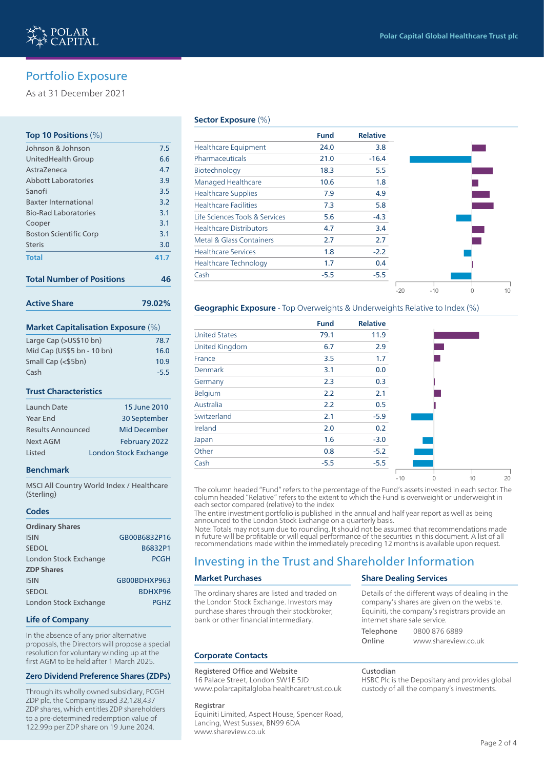# Portfolio Exposure

As at 31 December 2021

## Top 10 Positions (%)

| Company | % |
|---|---|
| Johnson & Johnson | 7.5 |
| UnitedHealth Group | 6.6 |
| AstraZeneca | 4.7 |
| Abbott Laboratories | 3.9 |
| Sanofi | 3.5 |
| Baxter International | 3.2 |
| Bio-Rad Laboratories | 3.1 |
| Cooper | 3.1 |
| Boston Scientific Corp | 3.1 |
| Steris | 3.0 |
| **Total** | **41.7** |

**Total Number of Positions** **46**

**Active Share** **79.02%**

## Market Capitalisation Exposure (%)

| | % |
|---|---|
| Large Cap (>US$10 bn) | 78.7 |
| Mid Cap (US$5 bn - 10 bn) | 16.0 |
| Small Cap (<$5bn) | 10.9 |
| Cash | -5.5 |

## Trust Characteristics

| | |
|---|---|
| Launch Date | 15 June 2010 |
| Year End | 30 September |
| Results Announced | Mid December |
| Next AGM | February 2022 |
| Listed | London Stock Exchange |

## Benchmark

MSCI All Country World Index / Healthcare (Sterling)

## Codes

**Ordinary Shares**

| | |
|---|---|
| ISIN | GB00B6832P16 |
| SEDOL | B6832P1 |
| London Stock Exchange | PCGH |

**ZDP Shares**

| | |
|---|---|
| ISIN | GB00BDHXP963 |
| SEDOL | BDHXP96 |
| London Stock Exchange | PGHZ |

## Life of Company

In the absence of any prior alternative proposals, the Directors will propose a special resolution for voluntary winding up at the first AGM to be held after 1 March 2025.

## Zero Dividend Preference Shares (ZDPs)

Through its wholly owned subsidiary, PCGH ZDP plc, the Company issued 32,128,437 ZDP shares, which entitles ZDP shareholders to a pre-determined redemption value of 122.99p per ZDP share on 19 June 2024.

## Sector Exposure (%)

| | Fund | Relative |
|---|---|---|
| Healthcare Equipment | 24.0 | 3.8 |
| Pharmaceuticals | 21.0 | -16.4 |
| Biotechnology | 18.3 | 5.5 |
| Managed Healthcare | 10.6 | 1.8 |
| Healthcare Supplies | 7.9 | 4.9 |
| Healthcare Facilities | 7.3 | 5.8 |
| Life Sciences Tools & Services | 5.6 | -4.3 |
| Healthcare Distributors | 4.7 | 3.4 |
| Metal & Glass Containers | 2.7 | 2.7 |
| Healthcare Services | 1.8 | -2.2 |
| Healthcare Technology | 1.7 | 0.4 |
| Cash | -5.5 | -5.5 |

## Geographic Exposure - Top Overweights & Underweights Relative to Index (%)

| | Fund | Relative |
|---|---|---|
| United States | 79.1 | 11.9 |
| United Kingdom | 6.7 | 2.9 |
| France | 3.5 | 1.7 |
| Denmark | 3.1 | 0.0 |
| Germany | 2.3 | 0.3 |
| Belgium | 2.2 | 2.1 |
| Australia | 2.2 | 0.5 |
| Switzerland | 2.1 | -5.9 |
| Ireland | 2.0 | 0.2 |
| Japan | 1.6 | -3.0 |
| Other | 0.8 | -5.2 |
| Cash | -5.5 | -5.5 |

The column headed "Fund" refers to the percentage of the Fund's assets invested in each sector. The column headed "Relative" refers to the extent to which the Fund is overweight or underweight in each sector compared (relative) to the index

The entire investment portfolio is published in the annual and half year report as well as being announced to the London Stock Exchange on a quarterly basis.

Note: Totals may not sum due to rounding. It should not be assumed that recommendations made in future will be profitable or will equal performance of the securities in this document. A list of all recommendations made within the immediately preceding 12 months is available upon request.

# Investing in the Trust and Shareholder Information

## Market Purchases

The ordinary shares are listed and traded on the London Stock Exchange. Investors may purchase shares through their stockbroker, bank or other financial intermediary.

## Share Dealing Services

Details of the different ways of dealing in the company's shares are given on the website. Equiniti, the company's registrars provide an internet share sale service.

| | |
|---|---|
| Telephone | 0800 876 6889 |
| Online | www.shareview.co.uk |

## Corporate Contacts

Registered Office and Website
16 Palace Street, London SW1E 5JD
www.polarcapitalglobalhealthcaretrust.co.uk

Registrar
Equiniti Limited, Aspect House, Spencer Road, Lancing, West Sussex, BN99 6DA
www.shareview.co.uk

Custodian
HSBC Plc is the Depositary and provides global custody of all the company's investments.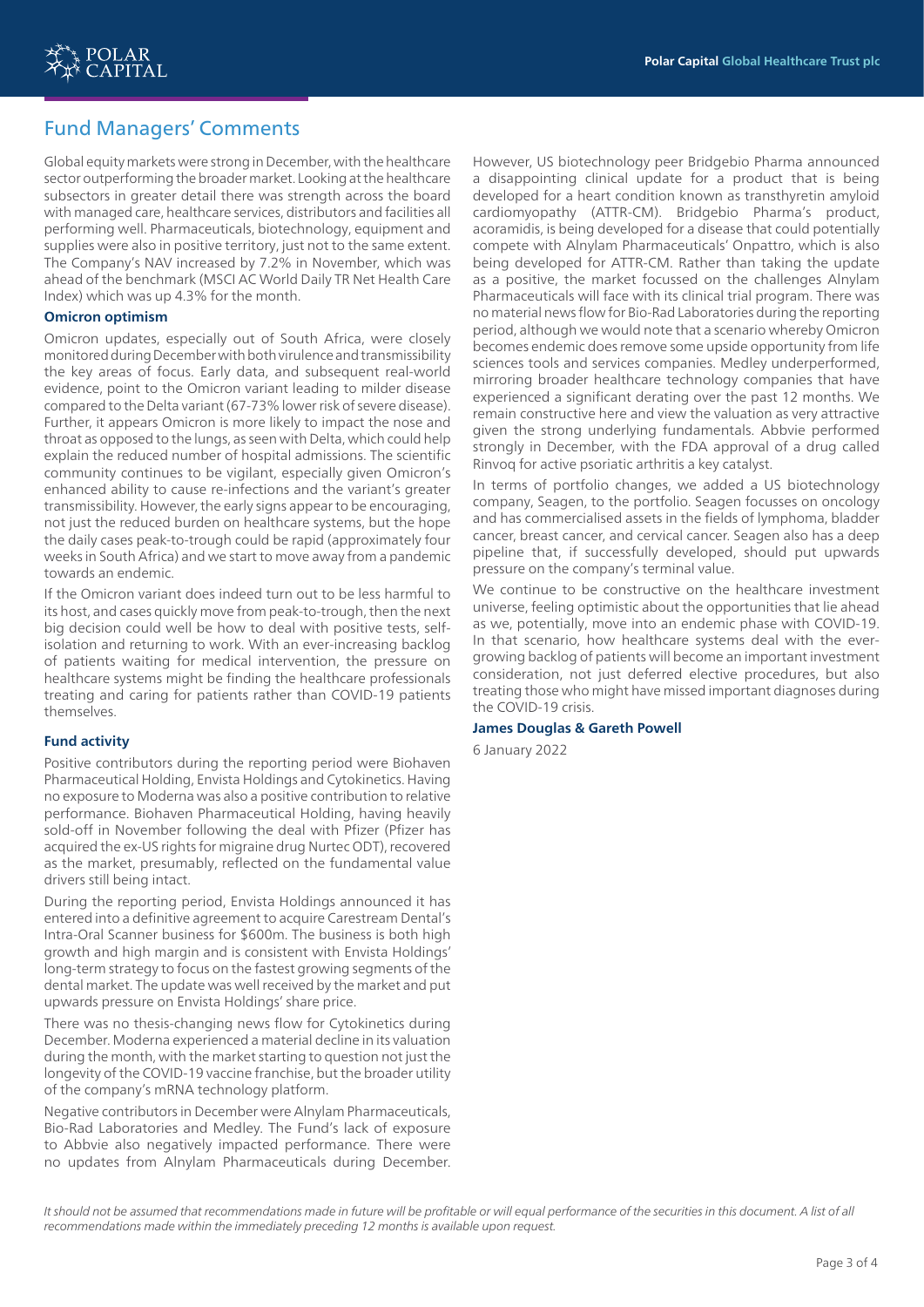## Fund Managers' Comments

Global equity markets were strong in December, with the healthcare sector outperforming the broader market. Looking at the healthcare subsectors in greater detail there was strength across the board with managed care, healthcare services, distributors and facilities all performing well. Pharmaceuticals, biotechnology, equipment and supplies were also in positive territory, just not to the same extent. The Company's NAV increased by 7.2% in November, which was ahead of the benchmark (MSCI AC World Daily TR Net Health Care Index) which was up 4.3% for the month.

### Omicron optimism

Omicron updates, especially out of South Africa, were closely monitored during December with both virulence and transmissibility the key areas of focus. Early data, and subsequent real-world evidence, point to the Omicron variant leading to milder disease compared to the Delta variant (67-73% lower risk of severe disease). Further, it appears Omicron is more likely to impact the nose and throat as opposed to the lungs, as seen with Delta, which could help explain the reduced number of hospital admissions. The scientific community continues to be vigilant, especially given Omicron's enhanced ability to cause re-infections and the variant's greater transmissibility. However, the early signs appear to be encouraging, not just the reduced burden on healthcare systems, but the hope the daily cases peak-to-trough could be rapid (approximately four weeks in South Africa) and we start to move away from a pandemic towards an endemic.

If the Omicron variant does indeed turn out to be less harmful to its host, and cases quickly move from peak-to-trough, then the next big decision could well be how to deal with positive tests, self-isolation and returning to work. With an ever-increasing backlog of patients waiting for medical intervention, the pressure on healthcare systems might be finding the healthcare professionals treating and caring for patients rather than COVID-19 patients themselves.

### Fund activity

Positive contributors during the reporting period were Biohaven Pharmaceutical Holding, Envista Holdings and Cytokinetics. Having no exposure to Moderna was also a positive contribution to relative performance. Biohaven Pharmaceutical Holding, having heavily sold-off in November following the deal with Pfizer (Pfizer has acquired the ex-US rights for migraine drug Nurtec ODT), recovered as the market, presumably, reflected on the fundamental value drivers still being intact.

During the reporting period, Envista Holdings announced it has entered into a definitive agreement to acquire Carestream Dental's Intra-Oral Scanner business for $600m. The business is both high growth and high margin and is consistent with Envista Holdings' long-term strategy to focus on the fastest growing segments of the dental market. The update was well received by the market and put upwards pressure on Envista Holdings' share price.

There was no thesis-changing news flow for Cytokinetics during December. Moderna experienced a material decline in its valuation during the month, with the market starting to question not just the longevity of the COVID-19 vaccine franchise, but the broader utility of the company's mRNA technology platform.

Negative contributors in December were Alnylam Pharmaceuticals, Bio-Rad Laboratories and Medley. The Fund's lack of exposure to Abbvie also negatively impacted performance. There were no updates from Alnylam Pharmaceuticals during December. However, US biotechnology peer Bridgebio Pharma announced a disappointing clinical update for a product that is being developed for a heart condition known as transthyretin amyloid cardiomyopathy (ATTR-CM). Bridgebio Pharma's product, acoramidis, is being developed for a disease that could potentially compete with Alnylam Pharmaceuticals' Onpattro, which is also being developed for ATTR-CM. Rather than taking the update as a positive, the market focussed on the challenges Alnylam Pharmaceuticals will face with its clinical trial program. There was no material news flow for Bio-Rad Laboratories during the reporting period, although we would note that a scenario whereby Omicron becomes endemic does remove some upside opportunity from life sciences tools and services companies. Medley underperformed, mirroring broader healthcare technology companies that have experienced a significant derating over the past 12 months. We remain constructive here and view the valuation as very attractive given the strong underlying fundamentals. Abbvie performed strongly in December, with the FDA approval of a drug called Rinvoq for active psoriatic arthritis a key catalyst.

In terms of portfolio changes, we added a US biotechnology company, Seagen, to the portfolio. Seagen focusses on oncology and has commercialised assets in the fields of lymphoma, bladder cancer, breast cancer, and cervical cancer. Seagen also has a deep pipeline that, if successfully developed, should put upwards pressure on the company's terminal value.

We continue to be constructive on the healthcare investment universe, feeling optimistic about the opportunities that lie ahead as we, potentially, move into an endemic phase with COVID-19. In that scenario, how healthcare systems deal with the ever-growing backlog of patients will become an important investment consideration, not just deferred elective procedures, but also treating those who might have missed important diagnoses during the COVID-19 crisis.

**James Douglas & Gareth Powell**

6 January 2022

*It should not be assumed that recommendations made in future will be profitable or will equal performance of the securities in this document. A list of all recommendations made within the immediately preceding 12 months is available upon request.*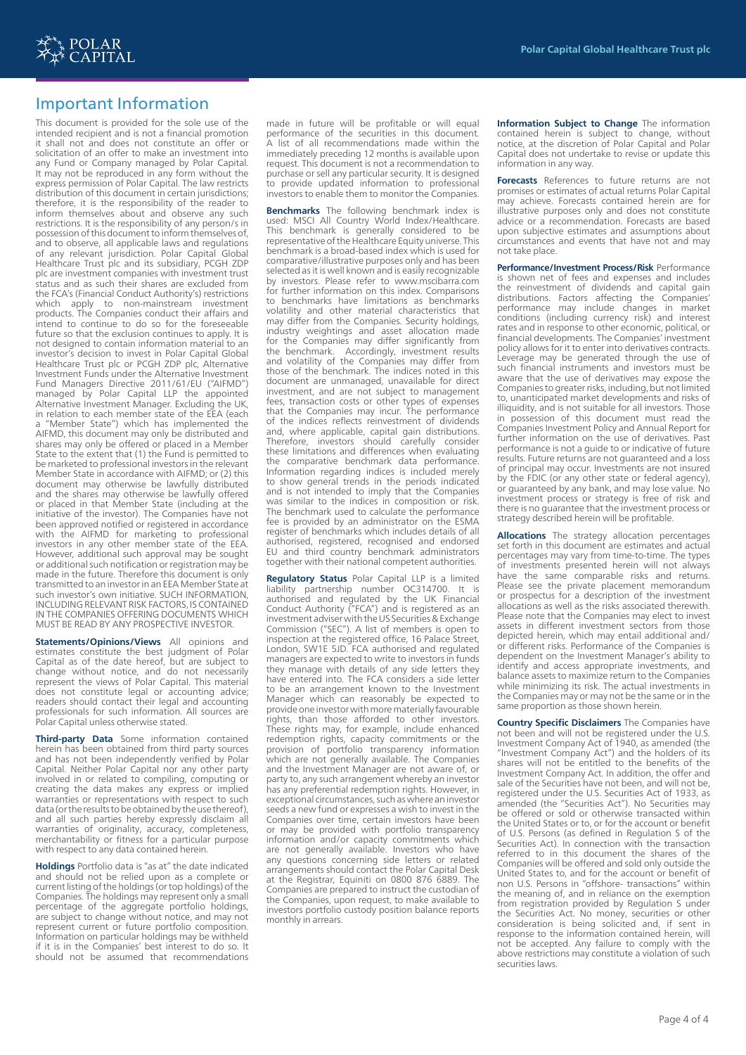## Important Information

This document is provided for the sole use of the intended recipient and is not a financial promotion it shall not and does not constitute an offer or solicitation of an offer to make an investment into any Fund or Company managed by Polar Capital. It may not be reproduced in any form without the express permission of Polar Capital. The law restricts distribution of this document in certain jurisdictions; therefore, it is the responsibility of the reader to inform themselves about and observe any such restrictions. It is the responsibility of any person/s in possession of this document to inform themselves of, and to observe, all applicable laws and regulations of any relevant jurisdiction. Polar Capital Global Healthcare Trust plc and its subsidiary, PCGH ZDP plc are investment companies with investment trust status and as such their shares are excluded from the FCA's (Financial Conduct Authority's) restrictions which apply to non-mainstream investment products. The Companies conduct their affairs and intend to continue to do so for the foreseeable future so that the exclusion continues to apply. It is not designed to contain information material to an investor's decision to invest in Polar Capital Global Healthcare Trust plc or PCGH ZDP plc, Alternative Investment Funds under the Alternative Investment Fund Managers Directive 2011/61/EU ("AIFMD") managed by Polar Capital LLP the appointed Alternative Investment Manager. Excluding the UK, in relation to each member state of the EEA (each a "Member State") which has implemented the AIFMD, this document may only be distributed and shares may only be offered or placed in a Member State to the extent that (1) the Fund is permitted to be marketed to professional investors in the relevant Member State in accordance with AIFMD; or (2) this document may otherwise be lawfully distributed and the shares may otherwise be lawfully offered or placed in that Member State (including at the initiative of the investor). The Companies have not been approved notified or registered in accordance with the AIFMD for marketing to professional investors in any other member state of the EEA. However, additional such approval may be sought or additional such notification or registration may be made in the future. Therefore this document is only transmitted to an investor in an EEA Member State at such investor's own initiative. SUCH INFORMATION, INCLUDING RELEVANT RISK FACTORS, IS CONTAINED IN THE COMPANIES OFFERING DOCUMENTS WHICH MUST BE READ BY ANY PROSPECTIVE INVESTOR.

**Statements/Opinions/Views** All opinions and estimates constitute the best judgment of Polar Capital as of the date hereof, but are subject to change without notice, and do not necessarily represent the views of Polar Capital. This material does not constitute legal or accounting advice; readers should contact their legal and accounting professionals for such information. All sources are Polar Capital unless otherwise stated.

**Third-party Data** Some information contained herein has been obtained from third party sources and has not been independently verified by Polar Capital. Neither Polar Capital nor any other party involved in or related to compiling, computing or creating the data makes any express or implied warranties or representations with respect to such data (or the results to be obtained by the use thereof), and all such parties hereby expressly disclaim all warranties of originality, accuracy, completeness, merchantability or fitness for a particular purpose with respect to any data contained herein.

**Holdings** Portfolio data is "as at" the date indicated and should not be relied upon as a complete or current listing of the holdings (or top holdings) of the Companies. The holdings may represent only a small percentage of the aggregate portfolio holdings, are subject to change without notice, and may not represent current or future portfolio composition. Information on particular holdings may be withheld if it is in the Companies' best interest to do so. It should not be assumed that recommendations made in future will be profitable or will equal performance of the securities in this document. A list of all recommendations made within the immediately preceding 12 months is available upon request. This document is not a recommendation to purchase or sell any particular security. It is designed to provide updated information to professional investors to enable them to monitor the Companies.

**Benchmarks** The following benchmark index is used: MSCI All Country World Index/Healthcare. This benchmark is generally considered to be representative of the Healthcare Equity universe. This benchmark is a broad-based index which is used for comparative/illustrative purposes only and has been selected as it is well known and is easily recognizable by investors. Please refer to www.mscibarra.com for further information on this index. Comparisons to benchmarks have limitations as benchmarks volatility and other material characteristics that may differ from the Companies. Security holdings, industry weightings and asset allocation made for the Companies may differ significantly from the benchmark. Accordingly, investment results and volatility of the Companies may differ from those of the benchmark. The indices noted in this document are unmanaged, unavailable for direct investment, and are not subject to management fees, transaction costs or other types of expenses that the Companies may incur. The performance of the indices reflects reinvestment of dividends and, where applicable, capital gain distributions. Therefore, investors should carefully consider these limitations and differences when evaluating the comparative benchmark data performance. Information regarding indices is included merely to show general trends in the periods indicated and is not intended to imply that the Companies was similar to the indices in composition or risk. The benchmark used to calculate the performance fee is provided by an administrator on the ESMA register of benchmarks which includes details of all authorised, registered, recognised and endorsed EU and third country benchmark administrators together with their national competent authorities.

**Regulatory Status** Polar Capital LLP is a limited liability partnership number OC314700. It is authorised and regulated by the UK Financial Conduct Authority ("FCA") and is registered as an investment adviser with the US Securities & Exchange Commission ("SEC"). A list of members is open to inspection at the registered office, 16 Palace Street, London, SW1E 5JD. FCA authorised and regulated managers are expected to write to investors in funds they manage with details of any side letters they have entered into. The FCA considers a side letter to be an arrangement known to the Investment Manager which can reasonably be expected to provide one investor with more materially favourable rights, than those afforded to other investors. These rights may, for example, include enhanced redemption rights, capacity commitments or the provision of portfolio transparency information which are not generally available. The Companies and the Investment Manager are not aware of, or party to, any such arrangement whereby an investor has any preferential redemption rights. However, in exceptional circumstances, such as where an investor seeds a new fund or expresses a wish to invest in the Companies over time, certain investors have been or may be provided with portfolio transparency information and/or capacity commitments which are not generally available. Investors who have any questions concerning side letters or related arrangements should contact the Polar Capital Desk at the Registrar, Equiniti on 0800 876 6889. The Companies are prepared to instruct the custodian of the Companies, upon request, to make available to investors portfolio custody position balance reports monthly in arrears.

**Information Subject to Change** The information contained herein is subject to change, without notice, at the discretion of Polar Capital and Polar Capital does not undertake to revise or update this information in any way.

**Forecasts** References to future returns are not promises or estimates of actual returns Polar Capital may achieve. Forecasts contained herein are for illustrative purposes only and does not constitute advice or a recommendation. Forecasts are based upon subjective estimates and assumptions about circumstances and events that have not and may not take place.

**Performance/Investment Process/Risk** Performance is shown net of fees and expenses and includes the reinvestment of dividends and capital gain distributions. Factors affecting the Companies' performance may include changes in market conditions (including currency risk) and interest rates and in response to other economic, political, or financial developments. The Companies' investment policy allows for it to enter into derivatives contracts. Leverage may be generated through the use of such financial instruments and investors must be aware that the use of derivatives may expose the Companies to greater risks, including, but not limited to, unanticipated market developments and risks of illiquidity, and is not suitable for all investors. Those in possession of this document must read the Companies Investment Policy and Annual Report for further information on the use of derivatives. Past performance is not a guide to or indicative of future results. Future returns are not guaranteed and a loss of principal may occur. Investments are not insured by the FDIC (or any other state or federal agency), or guaranteed by any bank, and may lose value. No investment process or strategy is free of risk and there is no guarantee that the investment process or strategy described herein will be profitable.

**Allocations** The strategy allocation percentages set forth in this document are estimates and actual percentages may vary from time-to-time. The types of investments presented herein will not always have the same comparable risks and returns. Please see the private placement memorandum or prospectus for a description of the investment allocations as well as the risks associated therewith. Please note that the Companies may elect to invest assets in different investment sectors from those depicted herein, which may entail additional and/or different risks. Performance of the Companies is dependent on the Investment Manager's ability to identify and access appropriate investments, and balance assets to maximize return to the Companies while minimizing its risk. The actual investments in the Companies may or may not be the same or in the same proportion as those shown herein.

**Country Specific Disclaimers** The Companies have not been and will not be registered under the U.S. Investment Company Act of 1940, as amended (the "Investment Company Act") and the holders of its shares will not be entitled to the benefits of the Investment Company Act. In addition, the offer and sale of the Securities have not been, and will not be, registered under the U.S. Securities Act of 1933, as amended (the "Securities Act"). No Securities may be offered or sold or otherwise transacted within the United States or to, or for the account or benefit of U.S. Persons (as defined in Regulation S of the Securities Act). In connection with the transaction referred to in this document the shares of the Companies will be offered and sold only outside the United States to, and for the account or benefit of non U.S. Persons in "offshore- transactions" within the meaning of, and in reliance on the exemption from registration provided by Regulation S under the Securities Act. No money, securities or other consideration is being solicited and, if sent in response to the information contained herein, will not be accepted. Any failure to comply with the above restrictions may constitute a violation of such securities laws.